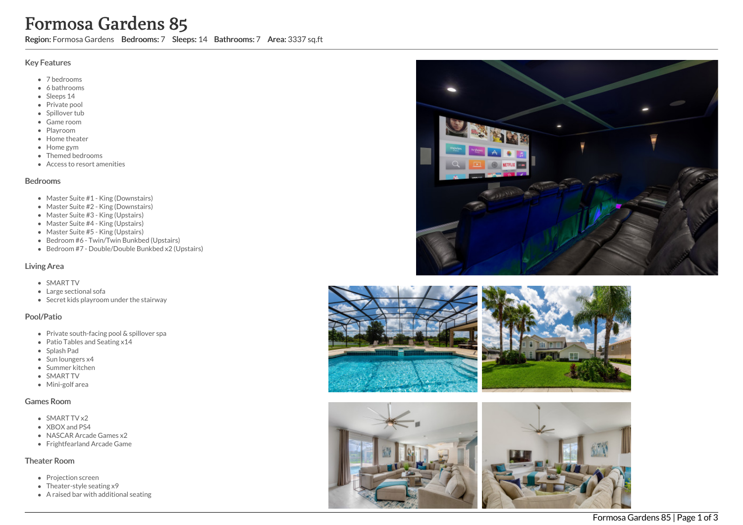# Formosa Gardens 85

**Region:** Formosa Gardens **Bedrooms:** 7 **Sleeps:** 14 **Bathrooms:** 7 **Area:** 3337 sq.ft

## Key Features

- 7 bedrooms
- 6 bathrooms
- Sleeps 14
- Private pool
- Spillover tub
- Game room
- Playroom
- Home theater
- Home gym
- Themed bedrooms
- Access to resort amenities

## Bedrooms

- Master Suite #1 - King (Downstairs)
- Master Suite #2 - King (Downstairs)
- Master Suite #3 - King (Upstairs)
- Master Suite #4 - King (Upstairs)
- Master Suite #5 - King (Upstairs)
- Bedroom #6 - Twin/Twin Bunkbed (Upstairs)
- Bedroom #7 - Double/Double Bunkbed x2 (Upstairs)

## Living Area

- SMART TV
- Large sectional sofa
- Secret kids playroom under the stairway

## Pool/Patio

- Private south-facing pool & spillover spa
- Patio Tables and Seating x14
- Splash Pad
- Sun loungers x4
- Summer kitchen
- SMART TV
- Mini-golf area

## Games Room

- SMART TV x2
- XBOX and PS4
- NASCAR Arcade Games x2
- Frightfearland Arcade Game

## Theater Room

- Projection screen
- Theater-style seating x9
- A raised bar with additional seating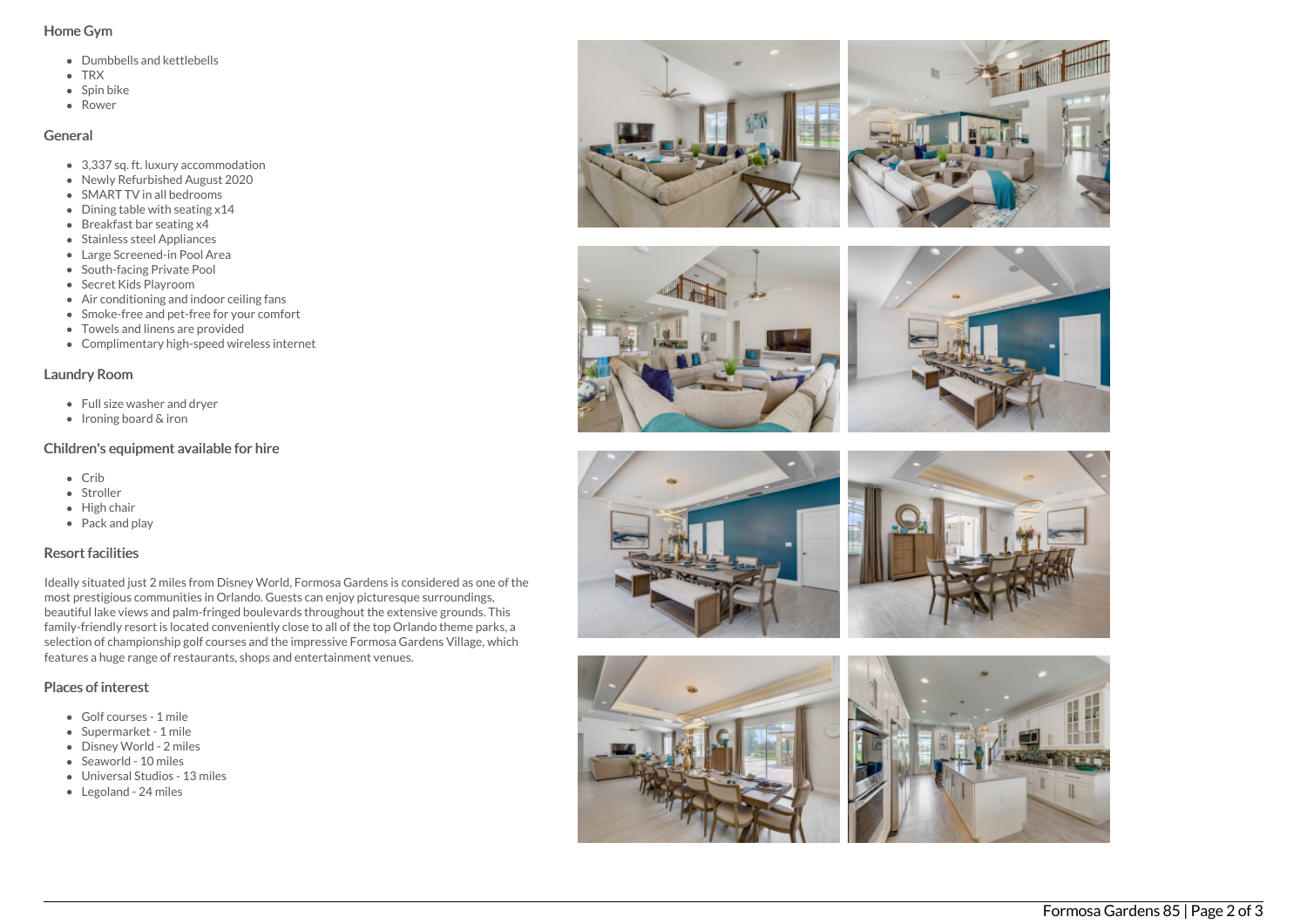## Home Gym

- Dumbbells and kettlebells
- TRX
- Spin bike
- Rower

## General

- 3,337 sq. ft. luxury accommodation
- Newly Refurbished August 2020
- SMART TV in all bedrooms
- Dining table with seating x14
- Breakfast bar seating x4
- Stainless steel Appliances
- Large Screened-in Pool Area
- South-facing Private Pool
- Secret Kids Playroom
- Air conditioning and indoor ceiling fans
- Smoke-free and pet-free for your comfort
- Towels and linens are provided
- Complimentary high-speed wireless internet

## Laundry Room

- Full size washer and dryer
- Ironing board & iron

## Children's equipment available for hire

- Crib
- Stroller
- High chair
- Pack and play

## Resort facilities

Ideally situated just 2 miles from Disney World, Formosa Gardens is considered as one of the most prestigious communities in Orlando. Guests can enjoy picturesque surroundings, beautiful lake views and palm-fringed boulevards throughout the extensive grounds. This family-friendly resort is located conveniently close to all of the top Orlando theme parks, a selection of championship golf courses and the impressive Formosa Gardens Village, which features a huge range of restaurants, shops and entertainment venues.

## Places of interest

- Golf courses - 1 mile
- Supermarket - 1 mile
- Disney World - 2 miles
- Seaworld - 10 miles
- Universal Studios - 13 miles
- Legoland - 24 miles